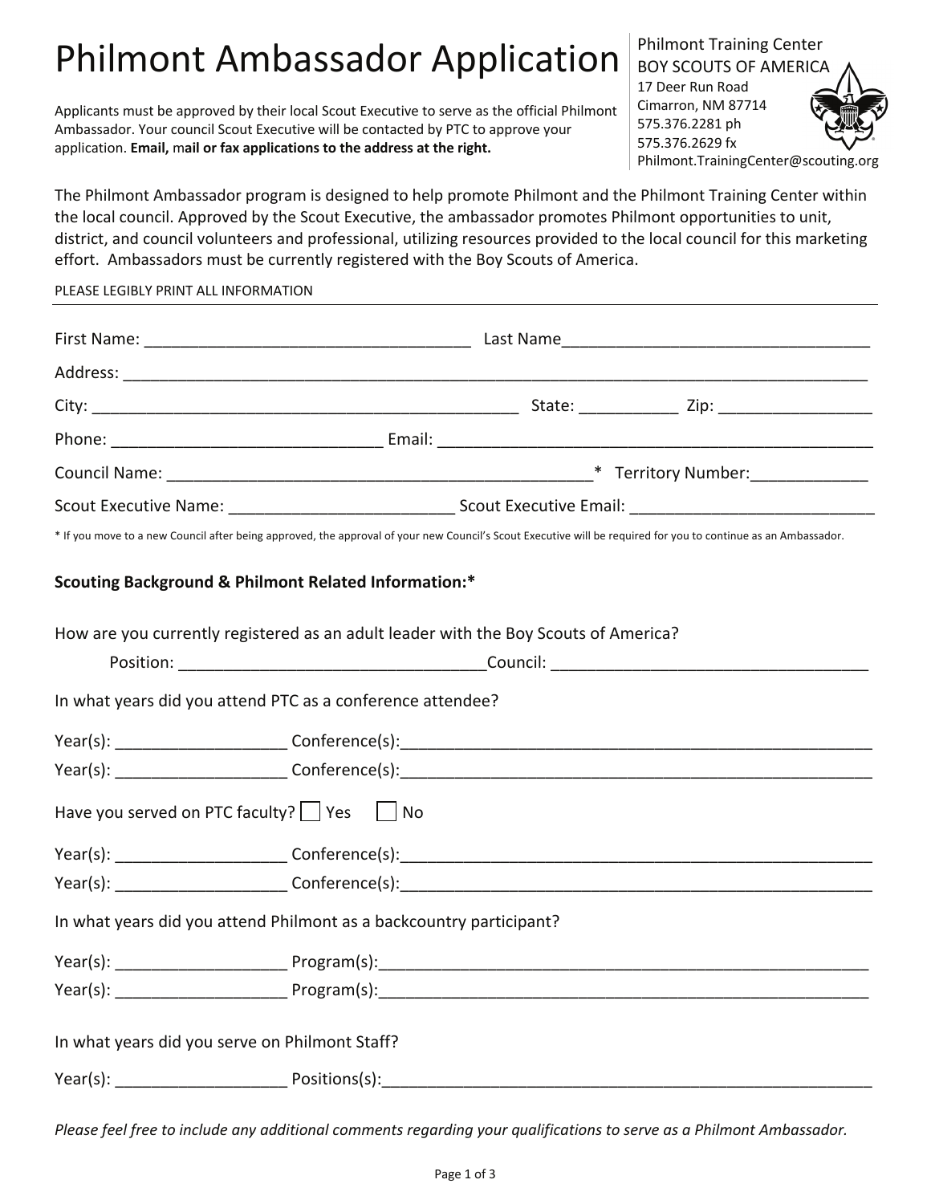# Philmont Ambassador Application

Philmont Training Center
BOY SCOUTS OF AMERICA
17 Deer Run Road
Cimarron, NM 87714
575.376.2281 ph
575.376.2629 fx
Philmont.TrainingCenter@scouting.org

Applicants must be approved by their local Scout Executive to serve as the official Philmont Ambassador. Your council Scout Executive will be contacted by PTC to approve your application. **Email,** m**ail or fax applications to the address at the right.**

The Philmont Ambassador program is designed to help promote Philmont and the Philmont Training Center within the local council. Approved by the Scout Executive, the ambassador promotes Philmont opportunities to unit, district, and council volunteers and professional, utilizing resources provided to the local council for this marketing effort. Ambassadors must be currently registered with the Boy Scouts of America.

PLEASE LEGIBLY PRINT ALL INFORMATION

---

First Name: ____________________________________ Last Name__________________________________

Address: _____________________________________________________________________________

City: _____________________________________________ State: ___________ Zip: ________________

Phone: ______________________________ Email: ______________________________________________

Council Name: _______________________________________________* Territory Number:____________

Scout Executive Name: ________________________ Scout Executive Email: __________________________

* If you move to a new Council after being approved, the approval of your new Council's Scout Executive will be required for you to continue as an Ambassador.

**Scouting Background & Philmont Related Information:***

How are you currently registered as an adult leader with the Boy Scouts of America?

Position: _________________________________Council: __________________________________

In what years did you attend PTC as a conference attendee?

Year(s): __________________ Conference(s):___________________________________________________

Year(s): __________________ Conference(s):___________________________________________________

Have you served on PTC faculty? ☐ Yes ☐ No

Year(s): __________________ Conference(s):___________________________________________________

Year(s): __________________ Conference(s):___________________________________________________

In what years did you attend Philmont as a backcountry participant?

Year(s): __________________ Program(s):_____________________________________________________

Year(s): __________________ Program(s):_____________________________________________________

In what years did you serve on Philmont Staff?

Year(s): __________________ Positions(s):____________________________________________________

*Please feel free to include any additional comments regarding your qualifications to serve as a Philmont Ambassador.*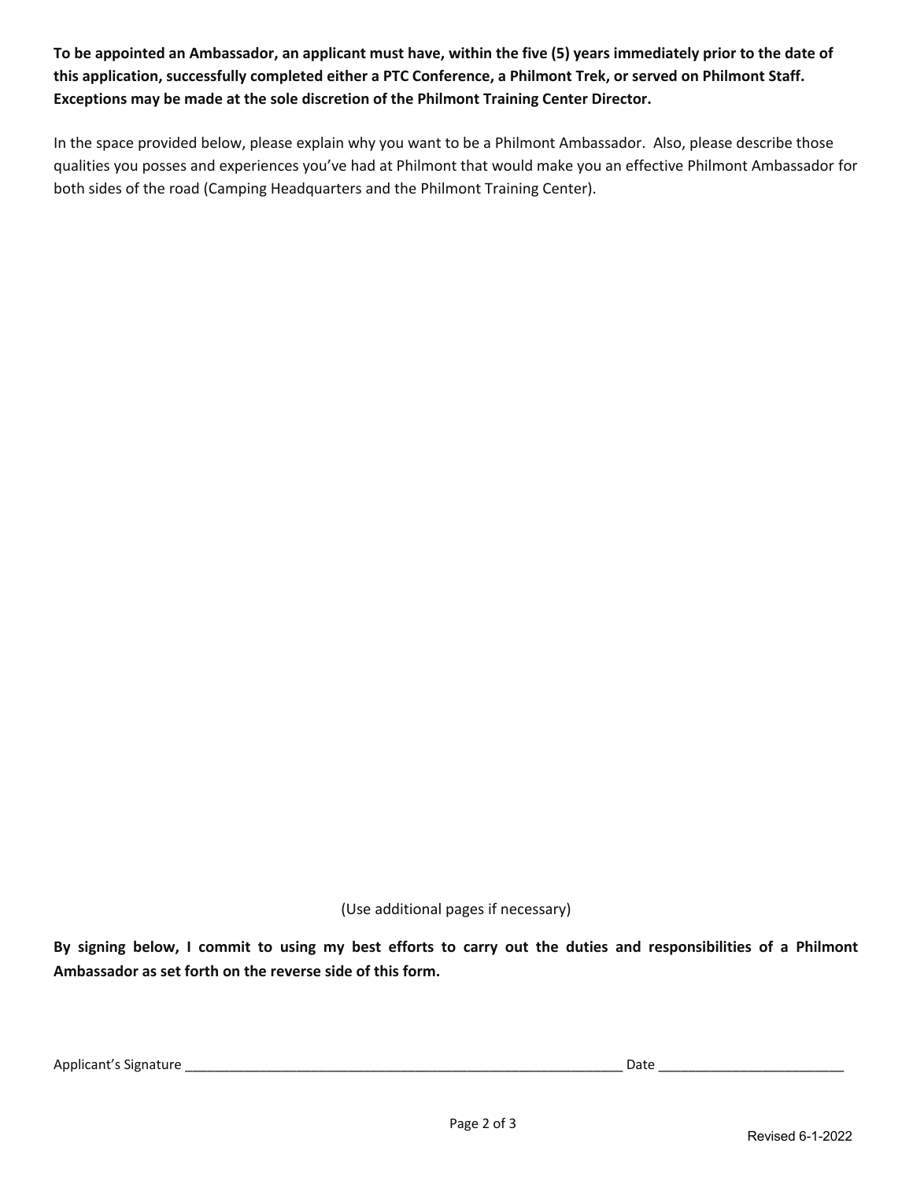**To be appointed an Ambassador, an applicant must have, within the five (5) years immediately prior to the date of this application, successfully completed either a PTC Conference, a Philmont Trek, or served on Philmont Staff. Exceptions may be made at the sole discretion of the Philmont Training Center Director.**

In the space provided below, please explain why you want to be a Philmont Ambassador. Also, please describe those qualities you posses and experiences you've had at Philmont that would make you an effective Philmont Ambassador for both sides of the road (Camping Headquarters and the Philmont Training Center).

(Use additional pages if necessary)

**By signing below, I commit to using my best efforts to carry out the duties and responsibilities of a Philmont Ambassador as set forth on the reverse side of this form.**

Applicant's Signature ____________________________________________________________ Date _________________________

Revised 6-1-2022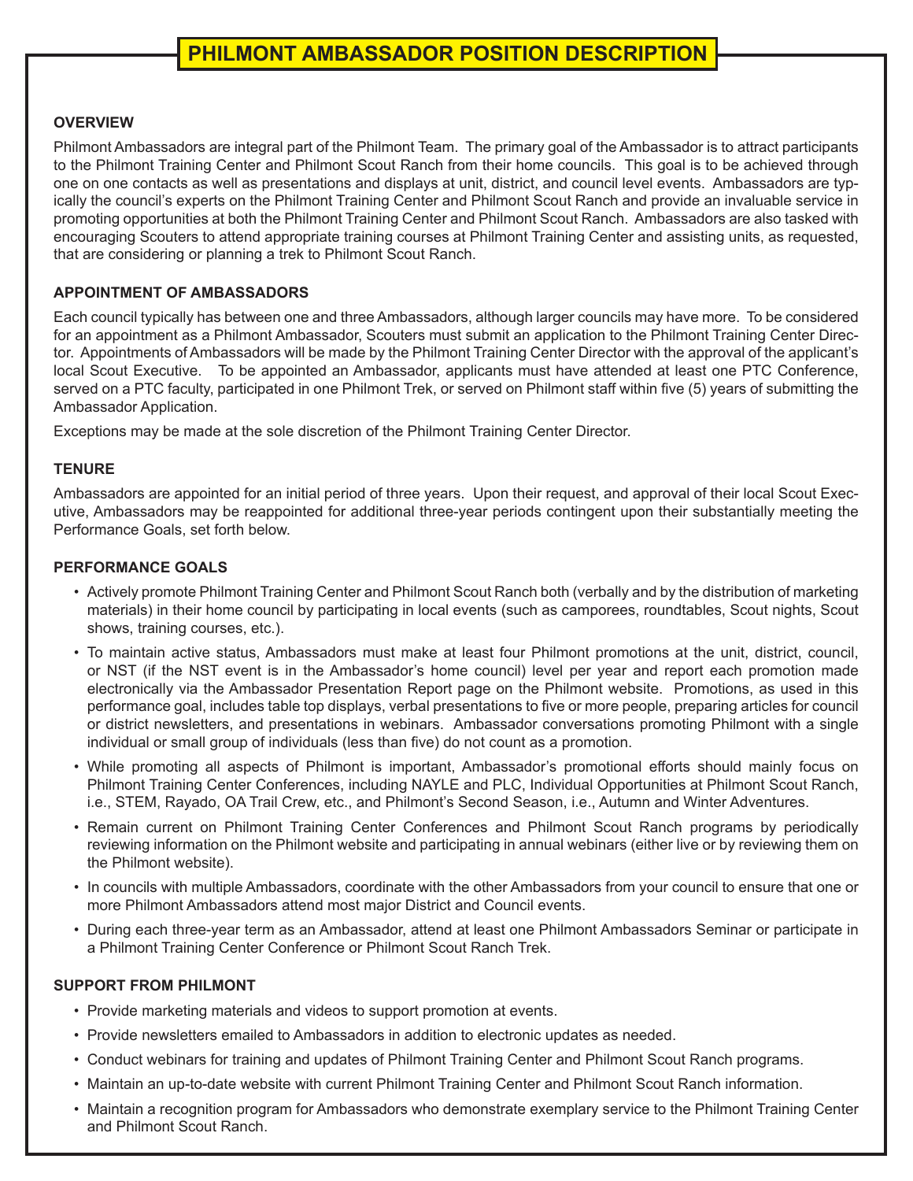# PHILMONT AMBASSADOR POSITION DESCRIPTION

## OVERVIEW

Philmont Ambassadors are integral part of the Philmont Team. The primary goal of the Ambassador is to attract participants to the Philmont Training Center and Philmont Scout Ranch from their home councils. This goal is to be achieved through one on one contacts as well as presentations and displays at unit, district, and council level events. Ambassadors are typically the council's experts on the Philmont Training Center and Philmont Scout Ranch and provide an invaluable service in promoting opportunities at both the Philmont Training Center and Philmont Scout Ranch. Ambassadors are also tasked with encouraging Scouters to attend appropriate training courses at Philmont Training Center and assisting units, as requested, that are considering or planning a trek to Philmont Scout Ranch.

## APPOINTMENT OF AMBASSADORS

Each council typically has between one and three Ambassadors, although larger councils may have more. To be considered for an appointment as a Philmont Ambassador, Scouters must submit an application to the Philmont Training Center Director. Appointments of Ambassadors will be made by the Philmont Training Center Director with the approval of the applicant's local Scout Executive. To be appointed an Ambassador, applicants must have attended at least one PTC Conference, served on a PTC faculty, participated in one Philmont Trek, or served on Philmont staff within five (5) years of submitting the Ambassador Application.

Exceptions may be made at the sole discretion of the Philmont Training Center Director.

## TENURE

Ambassadors are appointed for an initial period of three years. Upon their request, and approval of their local Scout Executive, Ambassadors may be reappointed for additional three-year periods contingent upon their substantially meeting the Performance Goals, set forth below.

## PERFORMANCE GOALS

- Actively promote Philmont Training Center and Philmont Scout Ranch both (verbally and by the distribution of marketing materials) in their home council by participating in local events (such as camporees, roundtables, Scout nights, Scout shows, training courses, etc.).
- To maintain active status, Ambassadors must make at least four Philmont promotions at the unit, district, council, or NST (if the NST event is in the Ambassador's home council) level per year and report each promotion made electronically via the Ambassador Presentation Report page on the Philmont website. Promotions, as used in this performance goal, includes table top displays, verbal presentations to five or more people, preparing articles for council or district newsletters, and presentations in webinars. Ambassador conversations promoting Philmont with a single individual or small group of individuals (less than five) do not count as a promotion.
- While promoting all aspects of Philmont is important, Ambassador's promotional efforts should mainly focus on Philmont Training Center Conferences, including NAYLE and PLC, Individual Opportunities at Philmont Scout Ranch, i.e., STEM, Rayado, OA Trail Crew, etc., and Philmont's Second Season, i.e., Autumn and Winter Adventures.
- Remain current on Philmont Training Center Conferences and Philmont Scout Ranch programs by periodically reviewing information on the Philmont website and participating in annual webinars (either live or by reviewing them on the Philmont website).
- In councils with multiple Ambassadors, coordinate with the other Ambassadors from your council to ensure that one or more Philmont Ambassadors attend most major District and Council events.
- During each three-year term as an Ambassador, attend at least one Philmont Ambassadors Seminar or participate in a Philmont Training Center Conference or Philmont Scout Ranch Trek.

## SUPPORT FROM PHILMONT

- Provide marketing materials and videos to support promotion at events.
- Provide newsletters emailed to Ambassadors in addition to electronic updates as needed.
- Conduct webinars for training and updates of Philmont Training Center and Philmont Scout Ranch programs.
- Maintain an up-to-date website with current Philmont Training Center and Philmont Scout Ranch information.
- Maintain a recognition program for Ambassadors who demonstrate exemplary service to the Philmont Training Center and Philmont Scout Ranch.